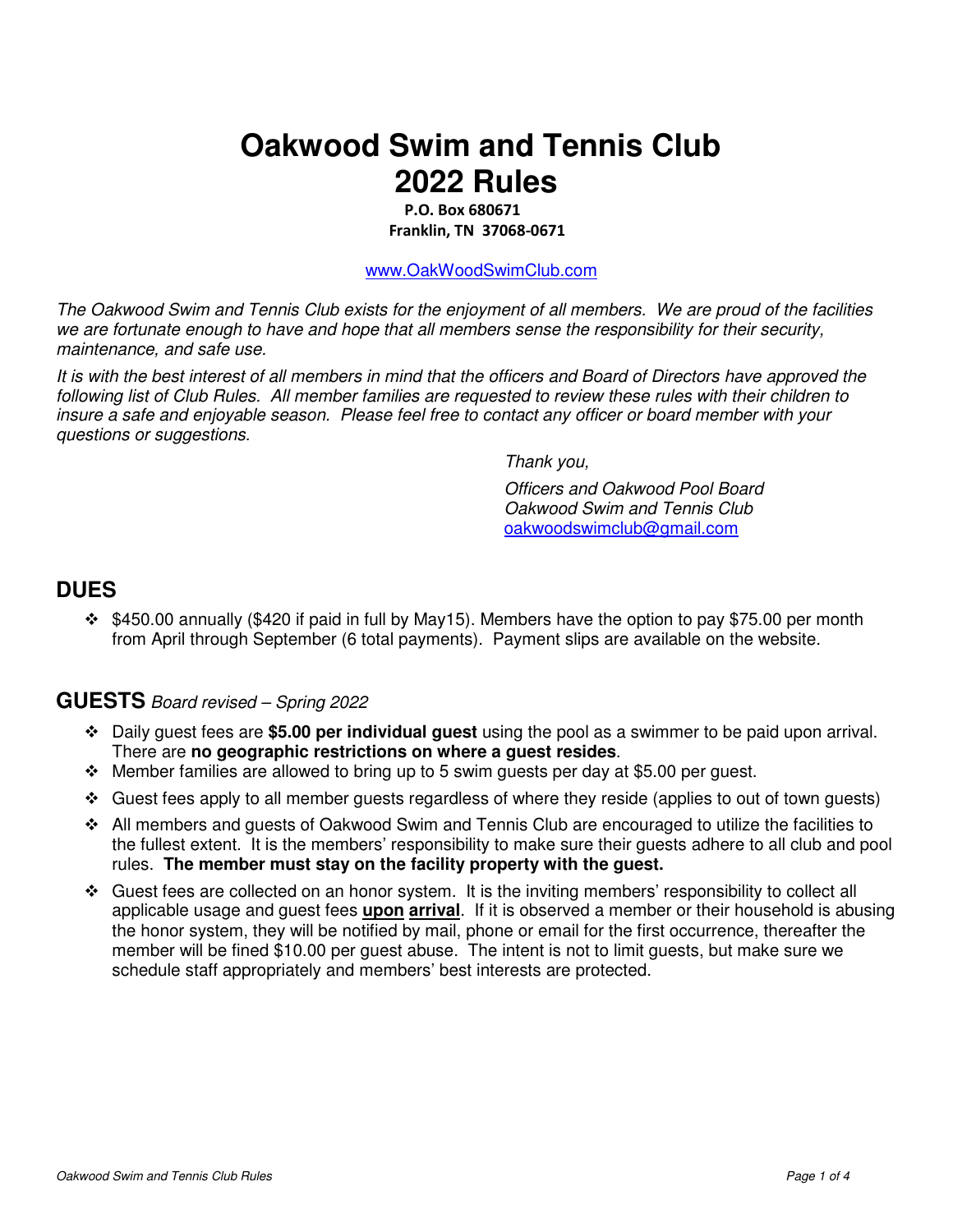# Oakwood Swim and Tennis Club
# 2022 Rules

**P.O. Box 680671**
**Franklin, TN 37068-0671**

www.OakWoodSwimClub.com

*The Oakwood Swim and Tennis Club exists for the enjoyment of all members. We are proud of the facilities we are fortunate enough to have and hope that all members sense the responsibility for their security, maintenance, and safe use.*

*It is with the best interest of all members in mind that the officers and Board of Directors have approved the following list of Club Rules. All member families are requested to review these rules with their children to insure a safe and enjoyable season. Please feel free to contact any officer or board member with your questions or suggestions.*

*Thank you,*

*Officers and Oakwood Pool Board*
*Oakwood Swim and Tennis Club*
oakwoodswimclub@gmail.com

## DUES

- $450.00 annually ($420 if paid in full by May15). Members have the option to pay $75.00 per month from April through September (6 total payments). Payment slips are available on the website.

## GUESTS *Board revised – Spring 2022*

- Daily guest fees are **$5.00 per individual guest** using the pool as a swimmer to be paid upon arrival. There are **no geographic restrictions on where a guest resides**.
- Member families are allowed to bring up to 5 swim guests per day at $5.00 per guest.
- Guest fees apply to all member guests regardless of where they reside (applies to out of town guests)
- All members and guests of Oakwood Swim and Tennis Club are encouraged to utilize the facilities to the fullest extent. It is the members' responsibility to make sure their guests adhere to all club and pool rules. **The member must stay on the facility property with the guest.**
- Guest fees are collected on an honor system. It is the inviting members' responsibility to collect all applicable usage and guest fees **upon arrival**. If it is observed a member or their household is abusing the honor system, they will be notified by mail, phone or email for the first occurrence, thereafter the member will be fined $10.00 per guest abuse. The intent is not to limit guests, but make sure we schedule staff appropriately and members' best interests are protected.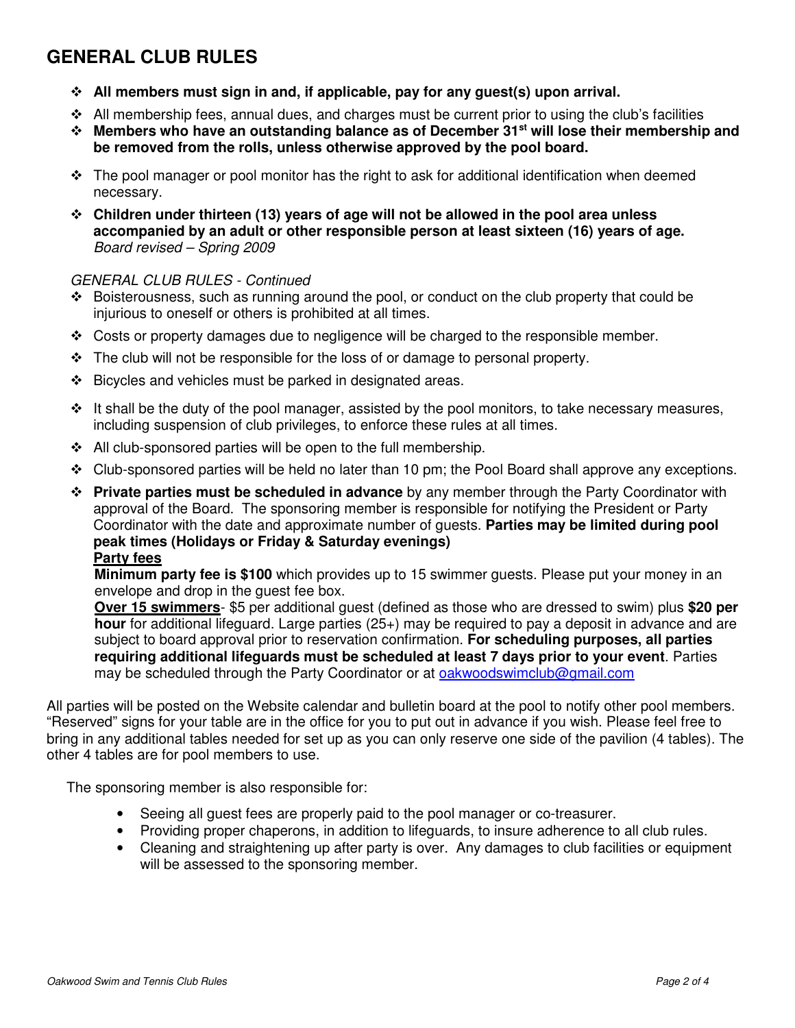## GENERAL CLUB RULES

- **All members must sign in and, if applicable, pay for any guest(s) upon arrival.**
- All membership fees, annual dues, and charges must be current prior to using the club's facilities
- **Members who have an outstanding balance as of December 31st will lose their membership and be removed from the rolls, unless otherwise approved by the pool board.**
- The pool manager or pool monitor has the right to ask for additional identification when deemed necessary.
- **Children under thirteen (13) years of age will not be allowed in the pool area unless accompanied by an adult or other responsible person at least sixteen (16) years of age.** *Board revised – Spring 2009*

*GENERAL CLUB RULES - Continued*

- Boisterousness, such as running around the pool, or conduct on the club property that could be injurious to oneself or others is prohibited at all times.
- Costs or property damages due to negligence will be charged to the responsible member.
- The club will not be responsible for the loss of or damage to personal property.
- Bicycles and vehicles must be parked in designated areas.
- It shall be the duty of the pool manager, assisted by the pool monitors, to take necessary measures, including suspension of club privileges, to enforce these rules at all times.
- All club-sponsored parties will be open to the full membership.
- Club-sponsored parties will be held no later than 10 pm; the Pool Board shall approve any exceptions.
- **Private parties must be scheduled in advance** by any member through the Party Coordinator with approval of the Board. The sponsoring member is responsible for notifying the President or Party Coordinator with the date and approximate number of guests. **Parties may be limited during pool peak times (Holidays or Friday & Saturday evenings)**

  **Party fees**

  **Minimum party fee is $100** which provides up to 15 swimmer guests. Please put your money in an envelope and drop in the guest fee box.

  **Over 15 swimmers**- $5 per additional guest (defined as those who are dressed to swim) plus **$20 per hour** for additional lifeguard. Large parties (25+) may be required to pay a deposit in advance and are subject to board approval prior to reservation confirmation. **For scheduling purposes, all parties requiring additional lifeguards must be scheduled at least 7 days prior to your event**. Parties may be scheduled through the Party Coordinator or at oakwoodswimclub@gmail.com

All parties will be posted on the Website calendar and bulletin board at the pool to notify other pool members. "Reserved" signs for your table are in the office for you to put out in advance if you wish. Please feel free to bring in any additional tables needed for set up as you can only reserve one side of the pavilion (4 tables). The other 4 tables are for pool members to use.

The sponsoring member is also responsible for:

- Seeing all guest fees are properly paid to the pool manager or co-treasurer.
- Providing proper chaperons, in addition to lifeguards, to insure adherence to all club rules.
- Cleaning and straightening up after party is over. Any damages to club facilities or equipment will be assessed to the sponsoring member.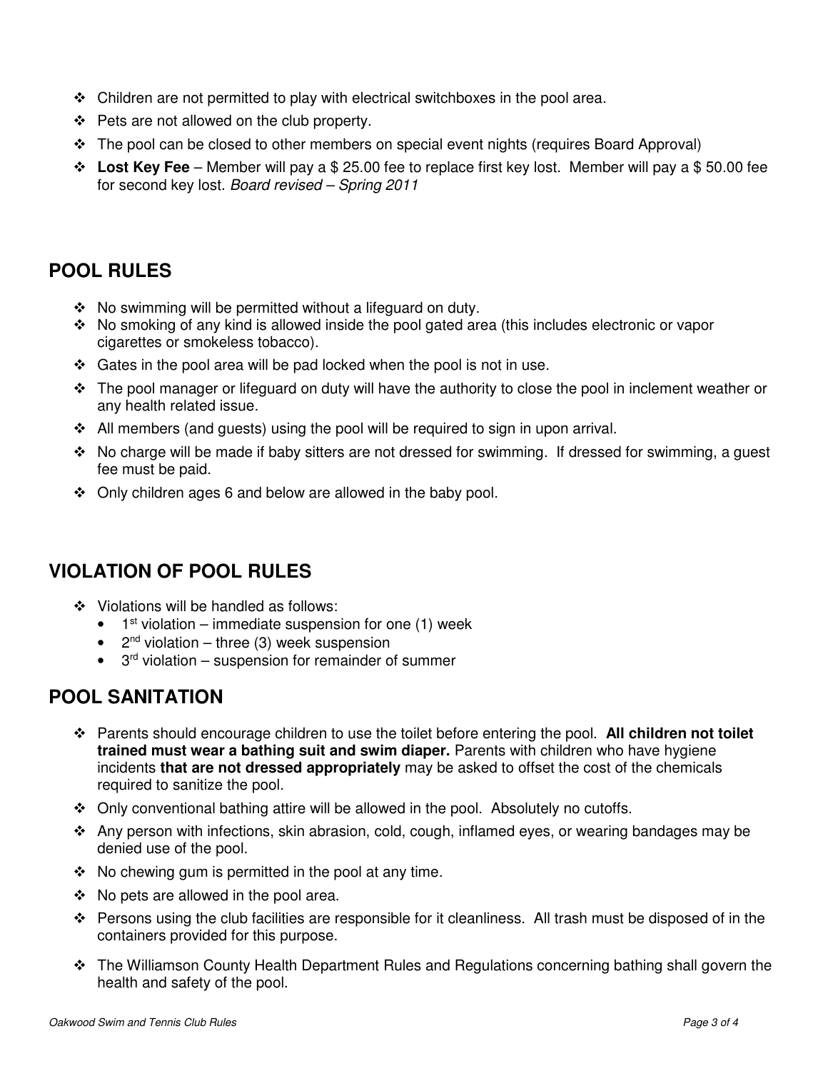- Children are not permitted to play with electrical switchboxes in the pool area.
- Pets are not allowed on the club property.
- The pool can be closed to other members on special event nights (requires Board Approval)
- **Lost Key Fee** – Member will pay a $ 25.00 fee to replace first key lost. Member will pay a $ 50.00 fee for second key lost. *Board revised – Spring 2011*

## POOL RULES

- No swimming will be permitted without a lifeguard on duty.
- No smoking of any kind is allowed inside the pool gated area (this includes electronic or vapor cigarettes or smokeless tobacco).
- Gates in the pool area will be pad locked when the pool is not in use.
- The pool manager or lifeguard on duty will have the authority to close the pool in inclement weather or any health related issue.
- All members (and guests) using the pool will be required to sign in upon arrival.
- No charge will be made if baby sitters are not dressed for swimming. If dressed for swimming, a guest fee must be paid.
- Only children ages 6 and below are allowed in the baby pool.

## VIOLATION OF POOL RULES

- Violations will be handled as follows:
  - 1st violation – immediate suspension for one (1) week
  - 2nd violation – three (3) week suspension
  - 3rd violation – suspension for remainder of summer

## POOL SANITATION

- Parents should encourage children to use the toilet before entering the pool. **All children not toilet trained must wear a bathing suit and swim diaper.** Parents with children who have hygiene incidents **that are not dressed appropriately** may be asked to offset the cost of the chemicals required to sanitize the pool.
- Only conventional bathing attire will be allowed in the pool. Absolutely no cutoffs.
- Any person with infections, skin abrasion, cold, cough, inflamed eyes, or wearing bandages may be denied use of the pool.
- No chewing gum is permitted in the pool at any time.
- No pets are allowed in the pool area.
- Persons using the club facilities are responsible for it cleanliness. All trash must be disposed of in the containers provided for this purpose.
- The Williamson County Health Department Rules and Regulations concerning bathing shall govern the health and safety of the pool.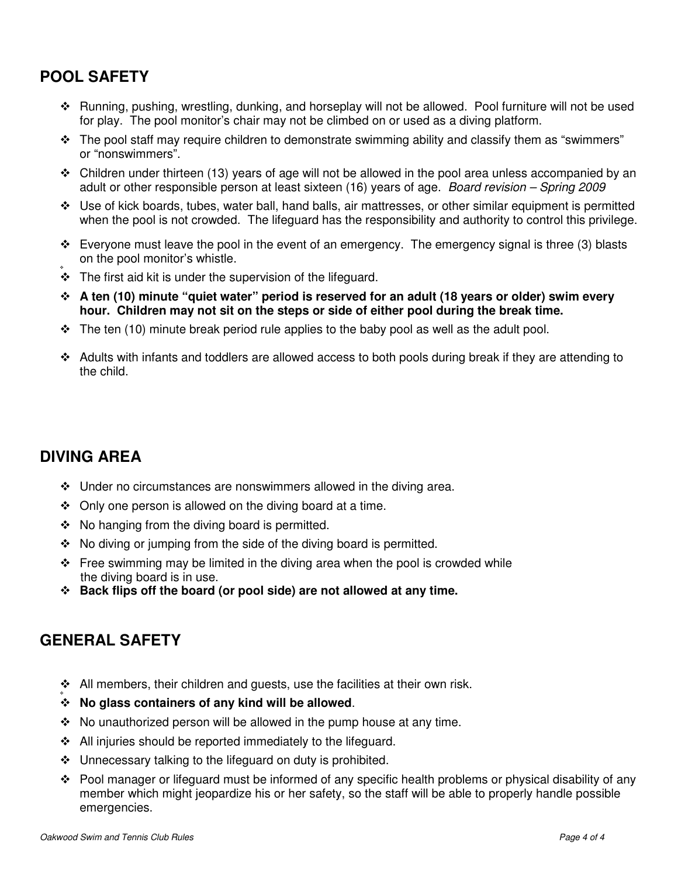## POOL SAFETY

- Running, pushing, wrestling, dunking, and horseplay will not be allowed. Pool furniture will not be used for play. The pool monitor's chair may not be climbed on or used as a diving platform.
- The pool staff may require children to demonstrate swimming ability and classify them as "swimmers" or "nonswimmers".
- Children under thirteen (13) years of age will not be allowed in the pool area unless accompanied by an adult or other responsible person at least sixteen (16) years of age. *Board revision – Spring 2009*
- Use of kick boards, tubes, water ball, hand balls, air mattresses, or other similar equipment is permitted when the pool is not crowded. The lifeguard has the responsibility and authority to control this privilege.
- Everyone must leave the pool in the event of an emergency. The emergency signal is three (3) blasts on the pool monitor's whistle.
- The first aid kit is under the supervision of the lifeguard.
- **A ten (10) minute "quiet water" period is reserved for an adult (18 years or older) swim every hour. Children may not sit on the steps or side of either pool during the break time.**
- The ten (10) minute break period rule applies to the baby pool as well as the adult pool.
- Adults with infants and toddlers are allowed access to both pools during break if they are attending to the child.

## DIVING AREA

- Under no circumstances are nonswimmers allowed in the diving area.
- Only one person is allowed on the diving board at a time.
- No hanging from the diving board is permitted.
- No diving or jumping from the side of the diving board is permitted.
- Free swimming may be limited in the diving area when the pool is crowded while the diving board is in use.
- **Back flips off the board (or pool side) are not allowed at any time.**

## GENERAL SAFETY

- All members, their children and guests, use the facilities at their own risk.
- **No glass containers of any kind will be allowed**.
- No unauthorized person will be allowed in the pump house at any time.
- All injuries should be reported immediately to the lifeguard.
- Unnecessary talking to the lifeguard on duty is prohibited.
- Pool manager or lifeguard must be informed of any specific health problems or physical disability of any member which might jeopardize his or her safety, so the staff will be able to properly handle possible emergencies.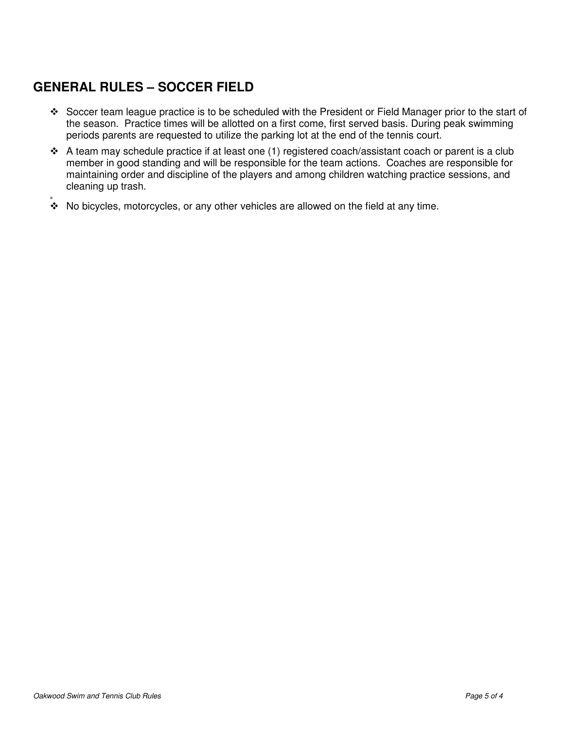## GENERAL RULES – SOCCER FIELD

- Soccer team league practice is to be scheduled with the President or Field Manager prior to the start of the season. Practice times will be allotted on a first come, first served basis. During peak swimming periods parents are requested to utilize the parking lot at the end of the tennis court.
- A team may schedule practice if at least one (1) registered coach/assistant coach or parent is a club member in good standing and will be responsible for the team actions. Coaches are responsible for maintaining order and discipline of the players and among children watching practice sessions, and cleaning up trash.
- No bicycles, motorcycles, or any other vehicles are allowed on the field at any time.